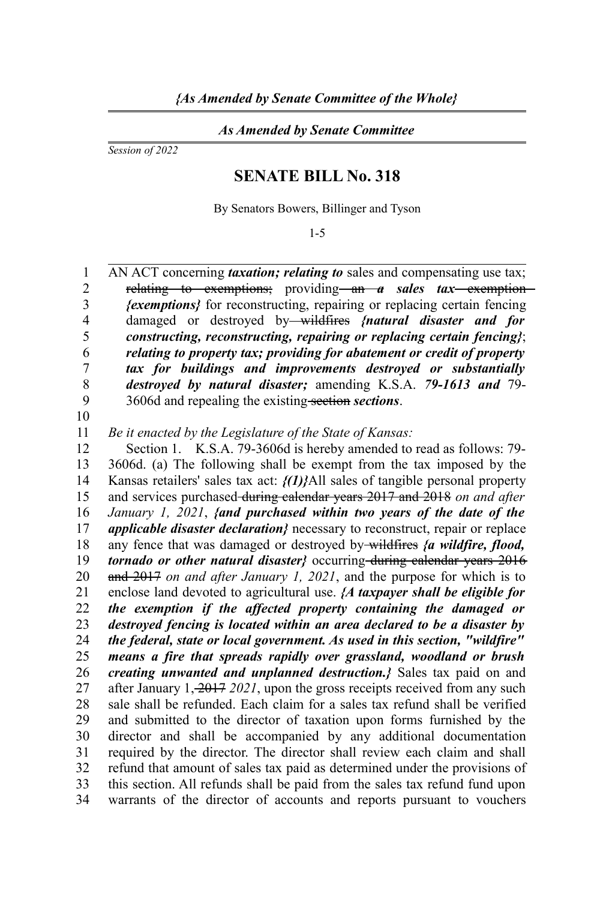*{As Amended by Senate Committee of the Whole}*

*As Amended by Senate Committee*

*Session of 2022*

# SENATE BILL No. 318

By Senators Bowers, Billinger and Tyson

1-5

AN ACT concerning ***taxation; relating to*** sales and compensating use tax; ~~relating to exemptions;~~ providing ~~an~~ ***a sales tax*** ~~exemption~~ ***{exemptions}*** for reconstructing, repairing or replacing certain fencing damaged or destroyed by ~~wildfires~~ ***{natural disaster and for constructing, reconstructing, repairing or replacing certain fencing}***; ***relating to property tax; providing for abatement or credit of property tax for buildings and improvements destroyed or substantially destroyed by natural disaster;*** amending K.S.A. ***79-1613 and*** 79-3606d and repealing the existing ~~section~~ ***sections***.

*Be it enacted by the Legislature of the State of Kansas:*

Section 1. K.S.A. 79-3606d is hereby amended to read as follows: 79-3606d. (a) The following shall be exempt from the tax imposed by the Kansas retailers' sales tax act: ***{(1)}***All sales of tangible personal property and services purchased ~~during calendar years 2017 and 2018~~ *on and after January 1, 2021*, ***{and purchased within two years of the date of the applicable disaster declaration}*** necessary to reconstruct, repair or replace any fence that was damaged or destroyed by ~~wildfires~~ ***{a wildfire, flood, tornado or other natural disaster}*** occurring ~~during calendar years 2016 and 2017~~ *on and after January 1, 2021*, and the purpose for which is to enclose land devoted to agricultural use. ***{A taxpayer shall be eligible for the exemption if the affected property containing the damaged or destroyed fencing is located within an area declared to be a disaster by the federal, state or local government. As used in this section, "wildfire" means a fire that spreads rapidly over grassland, woodland or brush creating unwanted and unplanned destruction.}*** Sales tax paid on and after January 1, ~~2017~~ *2021*, upon the gross receipts received from any such sale shall be refunded. Each claim for a sales tax refund shall be verified and submitted to the director of taxation upon forms furnished by the director and shall be accompanied by any additional documentation required by the director. The director shall review each claim and shall refund that amount of sales tax paid as determined under the provisions of this section. All refunds shall be paid from the sales tax refund fund upon warrants of the director of accounts and reports pursuant to vouchers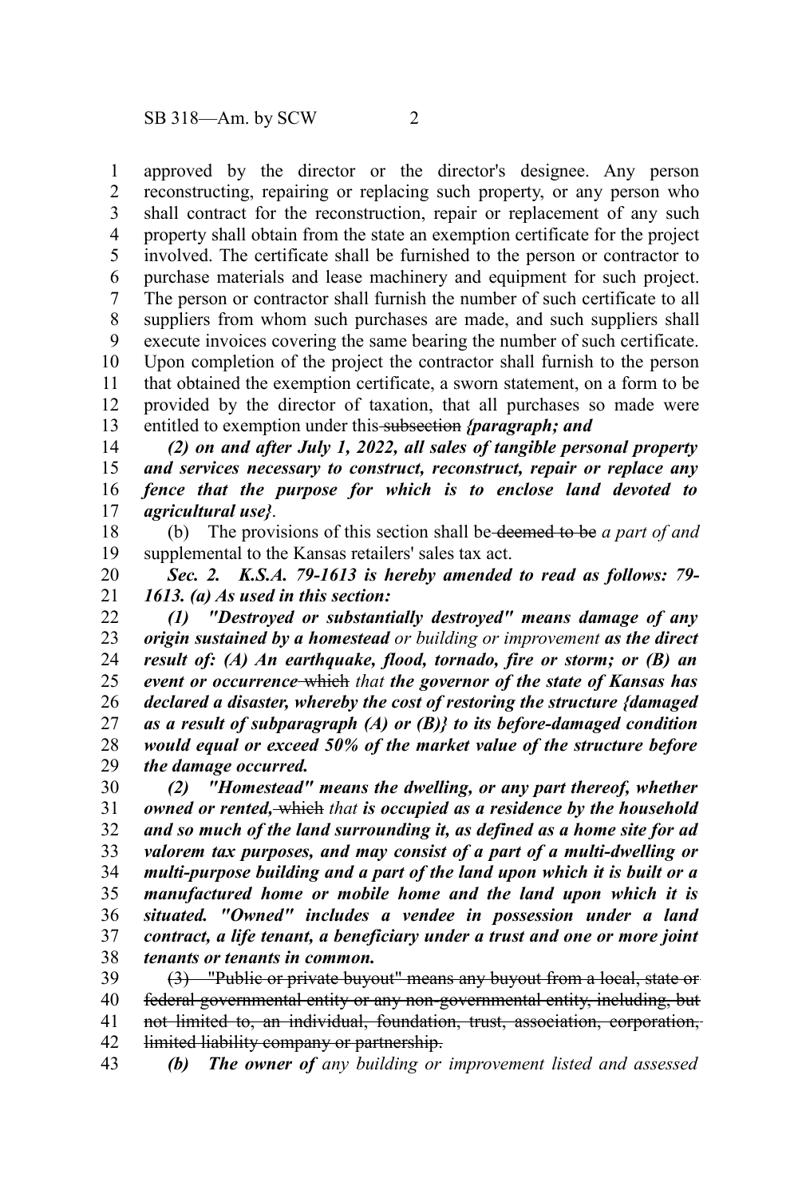approved by the director or the director's designee. Any person reconstructing, repairing or replacing such property, or any person who shall contract for the reconstruction, repair or replacement of any such property shall obtain from the state an exemption certificate for the project involved. The certificate shall be furnished to the person or contractor to purchase materials and lease machinery and equipment for such project. The person or contractor shall furnish the number of such certificate to all suppliers from whom such purchases are made, and such suppliers shall execute invoices covering the same bearing the number of such certificate. Upon completion of the project the contractor shall furnish to the person that obtained the exemption certificate, a sworn statement, on a form to be provided by the director of taxation, that all purchases so made were entitled to exemption under this ~~subsection~~ ***{paragraph; and***

***(2) on and after July 1, 2022, all sales of tangible personal property and services necessary to construct, reconstruct, repair or replace any fence that the purpose for which is to enclose land devoted to agricultural use}***.

(b) The provisions of this section shall be ~~deemed to be~~ *a part of and* supplemental to the Kansas retailers' sales tax act.

***Sec. 2. K.S.A. 79-1613 is hereby amended to read as follows: 79-1613. (a) As used in this section:***

***(1) "Destroyed or substantially destroyed" means damage of any origin sustained by a homestead*** *or building or improvement* ***as the direct result of: (A) An earthquake, flood, tornado, fire or storm; or (B) an event or occurrence*** ~~which~~ *that* ***the governor of the state of Kansas has declared a disaster, whereby the cost of restoring the structure {damaged as a result of subparagraph (A) or (B)} to its before-damaged condition would equal or exceed 50% of the market value of the structure before the damage occurred.***

***(2) "Homestead" means the dwelling, or any part thereof, whether owned or rented,*** ~~which~~ *that* ***is occupied as a residence by the household and so much of the land surrounding it, as defined as a home site for ad valorem tax purposes, and may consist of a part of a multi-dwelling or multi-purpose building and a part of the land upon which it is built or a manufactured home or mobile home and the land upon which it is situated. "Owned" includes a vendee in possession under a land contract, a life tenant, a beneficiary under a trust and one or more joint tenants or tenants in common.***

~~(3) "Public or private buyout" means any buyout from a local, state or federal governmental entity or any non-governmental entity, including, but not limited to, an individual, foundation, trust, association, corporation, limited liability company or partnership.~~

***(b) The owner of*** *any building or improvement listed and assessed*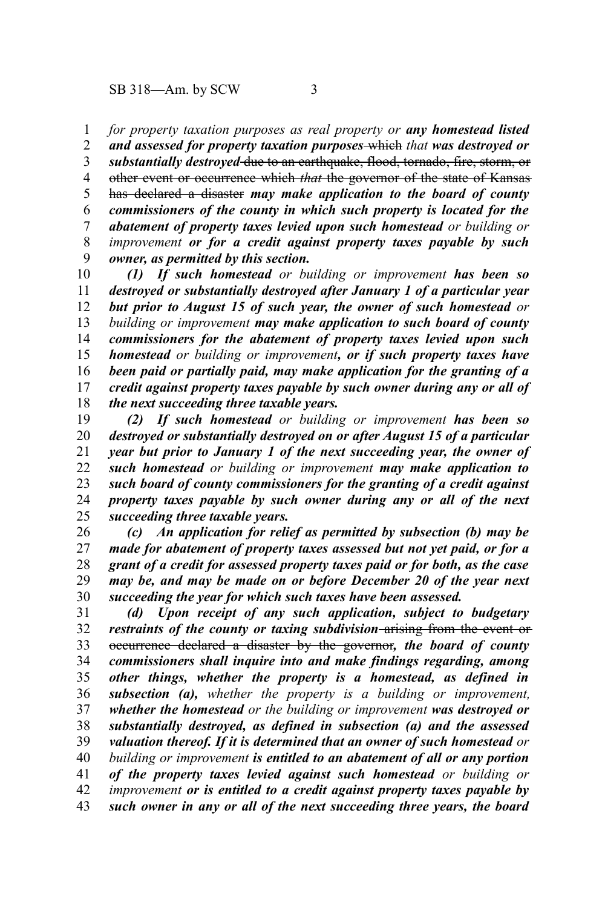*for property taxation purposes as real property or* ***any homestead listed and assessed for property taxation purposes*** ~~which~~ *that* ***was destroyed or substantially destroyed*** ~~due to an earthquake, flood, tornado, fire, storm, or other event or occurrence which~~ *that* ~~the governor of the state of Kansas has declared a disaster~~ ***may make application to the board of county commissioners of the county in which such property is located for the abatement of property taxes levied upon such homestead*** *or building or improvement* ***or for a credit against property taxes payable by such owner, as permitted by this section.***

***(1) If such homestead*** *or building or improvement* ***has been so destroyed or substantially destroyed after January 1 of a particular year but prior to August 15 of such year, the owner of such homestead*** *or building or improvement* ***may make application to such board of county commissioners for the abatement of property taxes levied upon such homestead*** *or building or improvement****, or if such property taxes have been paid or partially paid, may make application for the granting of a credit against property taxes payable by such owner during any or all of the next succeeding three taxable years.***

***(2) If such homestead*** *or building or improvement* ***has been so destroyed or substantially destroyed on or after August 15 of a particular year but prior to January 1 of the next succeeding year, the owner of such homestead*** *or building or improvement* ***may make application to such board of county commissioners for the granting of a credit against property taxes payable by such owner during any or all of the next succeeding three taxable years.***

***(c) An application for relief as permitted by subsection (b) may be made for abatement of property taxes assessed but not yet paid, or for a grant of a credit for assessed property taxes paid or for both, as the case may be, and may be made on or before December 20 of the year next succeeding the year for which such taxes have been assessed.***

***(d) Upon receipt of any such application, subject to budgetary restraints of the county or taxing subdivision*** ~~arising from the event or occurrence declared a disaster by the governor~~***, the board of county commissioners shall inquire into and make findings regarding, among other things, whether the property is a homestead, as defined in subsection (a),*** *whether the property is a building or improvement,* ***whether the homestead*** *or the building or improvement* ***was destroyed or substantially destroyed, as defined in subsection (a) and the assessed valuation thereof. If it is determined that an owner of such homestead*** *or building or improvement* ***is entitled to an abatement of all or any portion of the property taxes levied against such homestead*** *or building or improvement* ***or is entitled to a credit against property taxes payable by such owner in any or all of the next succeeding three years, the board***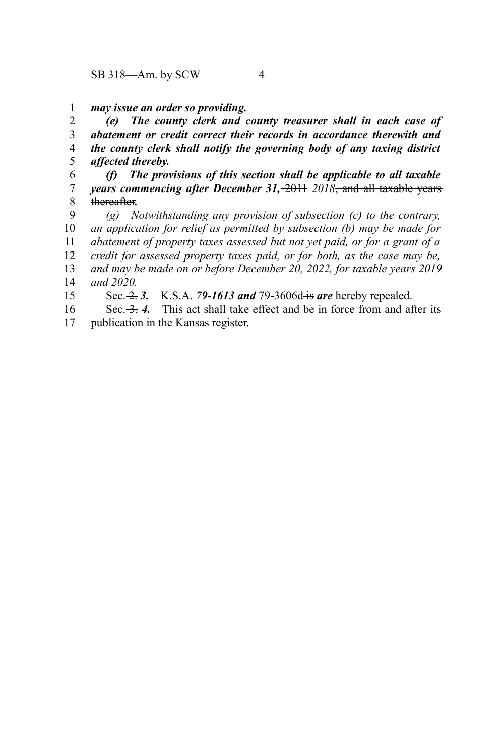***may issue an order so providing.***

***(e) The county clerk and county treasurer shall in each case of abatement or credit correct their records in accordance therewith and the county clerk shall notify the governing body of any taxing district affected thereby.***

***(f) The provisions of this section shall be applicable to all taxable years commencing after December 31,*** ~~2011~~ *2018*~~, and all taxable years thereafter.~~

*(g) Notwithstanding any provision of subsection (c) to the contrary, an application for relief as permitted by subsection (b) may be made for abatement of property taxes assessed but not yet paid, or for a grant of a credit for assessed property taxes paid, or for both, as the case may be, and may be made on or before December 20, 2022, for taxable years 2019 and 2020.*

Sec. ~~2.~~ ***3.*** K.S.A. ***79-1613 and*** 79-3606d ~~is~~ ***are*** hereby repealed.

Sec. ~~3.~~ ***4.*** This act shall take effect and be in force from and after its publication in the Kansas register.